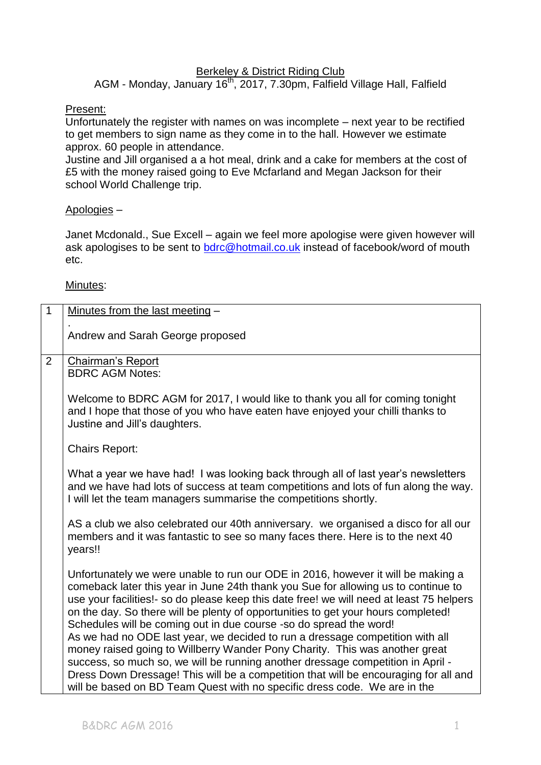Berkeley & District Riding Club

AGM - Monday, January 16th, 2017, 7.30pm, Falfield Village Hall, Falfield

Present:

Unfortunately the register with names on was incomplete – next year to be rectified to get members to sign name as they come in to the hall. However we estimate approx. 60 people in attendance.

Justine and Jill organised a a hot meal, drink and a cake for members at the cost of £5 with the money raised going to Eve Mcfarland and Megan Jackson for their school World Challenge trip.

Apologies –

Janet Mcdonald., Sue Excell – again we feel more apologise were given however will ask apologises to be sent to bdrc@hotmail.co.uk instead of facebook/word of mouth etc.

Minutes:

| | |
|---|---|
| 1 | Minutes from the last meeting – <br>. <br>Andrew and Sarah George proposed |
| 2 | Chairman's Report <br>BDRC AGM Notes: <br><br>Welcome to BDRC AGM for 2017, I would like to thank you all for coming tonight and I hope that those of you who have eaten have enjoyed your chilli thanks to Justine and Jill's daughters. <br><br>Chairs Report: <br><br>What a year we have had! I was looking back through all of last year's newsletters and we have had lots of success at team competitions and lots of fun along the way. I will let the team managers summarise the competitions shortly. <br><br>AS a club we also celebrated our 40th anniversary. we organised a disco for all our members and it was fantastic to see so many faces there. Here is to the next 40 years!! <br><br>Unfortunately we were unable to run our ODE in 2016, however it will be making a comeback later this year in June 24th thank you Sue for allowing us to continue to use your facilities!- so do please keep this date free! we will need at least 75 helpers on the day. So there will be plenty of opportunities to get your hours completed! Schedules will be coming out in due course -so do spread the word! <br>As we had no ODE last year, we decided to run a dressage competition with all money raised going to Willberry Wander Pony Charity. This was another great success, so much so, we will be running another dressage competition in April - Dress Down Dressage! This will be a competition that will be encouraging for all and will be based on BD Team Quest with no specific dress code. We are in the |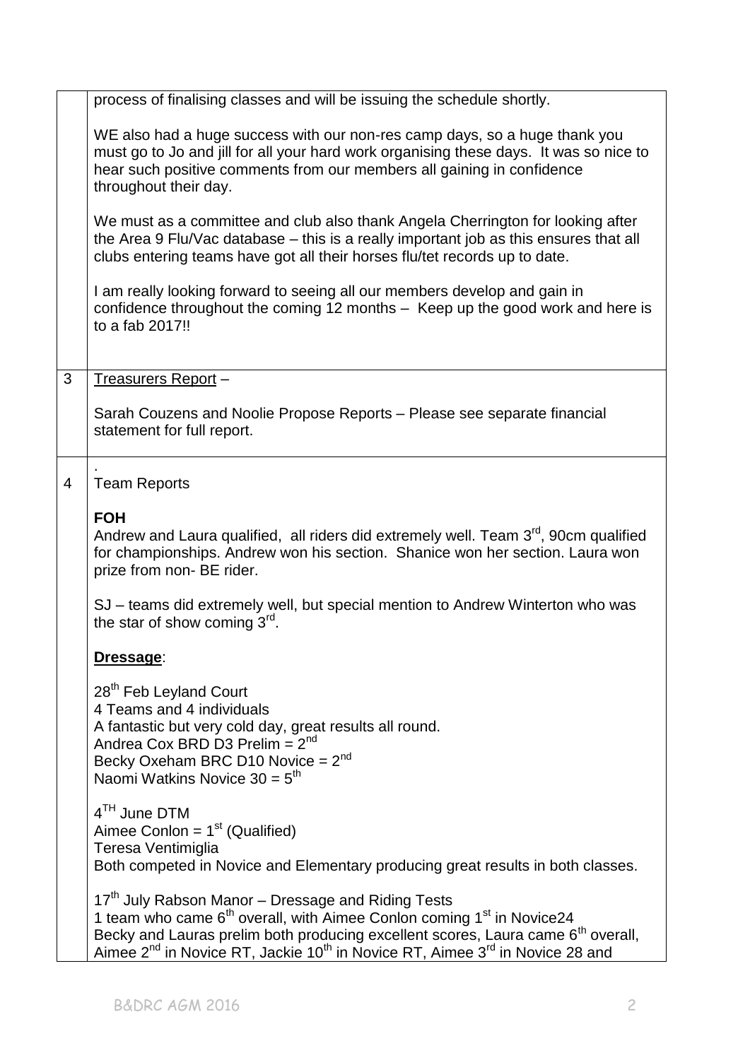| | |
|---|---|
| | process of finalising classes and will be issuing the schedule shortly.<br><br>WE also had a huge success with our non-res camp days, so a huge thank you must go to Jo and jill for all your hard work organising these days. It was so nice to hear such positive comments from our members all gaining in confidence throughout their day.<br><br>We must as a committee and club also thank Angela Cherrington for looking after the Area 9 Flu/Vac database – this is a really important job as this ensures that all clubs entering teams have got all their horses flu/tet records up to date.<br><br>I am really looking forward to seeing all our members develop and gain in confidence throughout the coming 12 months – Keep up the good work and here is to a fab 2017!! |
| 3 | Treasurers Report –<br><br>Sarah Couzens and Noolie Propose Reports – Please see separate financial statement for full report. |
| 4 | .<br>Team Reports<br><br>**FOH**<br>Andrew and Laura qualified, all riders did extremely well. Team 3rd, 90cm qualified for championships. Andrew won his section. Shanice won her section. Laura won prize from non- BE rider.<br><br>SJ – teams did extremely well, but special mention to Andrew Winterton who was the star of show coming 3rd.<br><br>**Dressage**:<br><br>28th Feb Leyland Court<br>4 Teams and 4 individuals<br>A fantastic but very cold day, great results all round.<br>Andrea Cox BRD D3 Prelim = 2nd<br>Becky Oxeham BRC D10 Novice = 2nd<br>Naomi Watkins Novice 30 = 5th<br><br>4TH June DTM<br>Aimee Conlon = 1st (Qualified)<br>Teresa Ventimiglia<br>Both competed in Novice and Elementary producing great results in both classes.<br><br>17th July Rabson Manor – Dressage and Riding Tests<br>1 team who came 6th overall, with Aimee Conlon coming 1st in Novice24<br>Becky and Lauras prelim both producing excellent scores, Laura came 6th overall, Aimee 2nd in Novice RT, Jackie 10th in Novice RT, Aimee 3rd in Novice 28 and |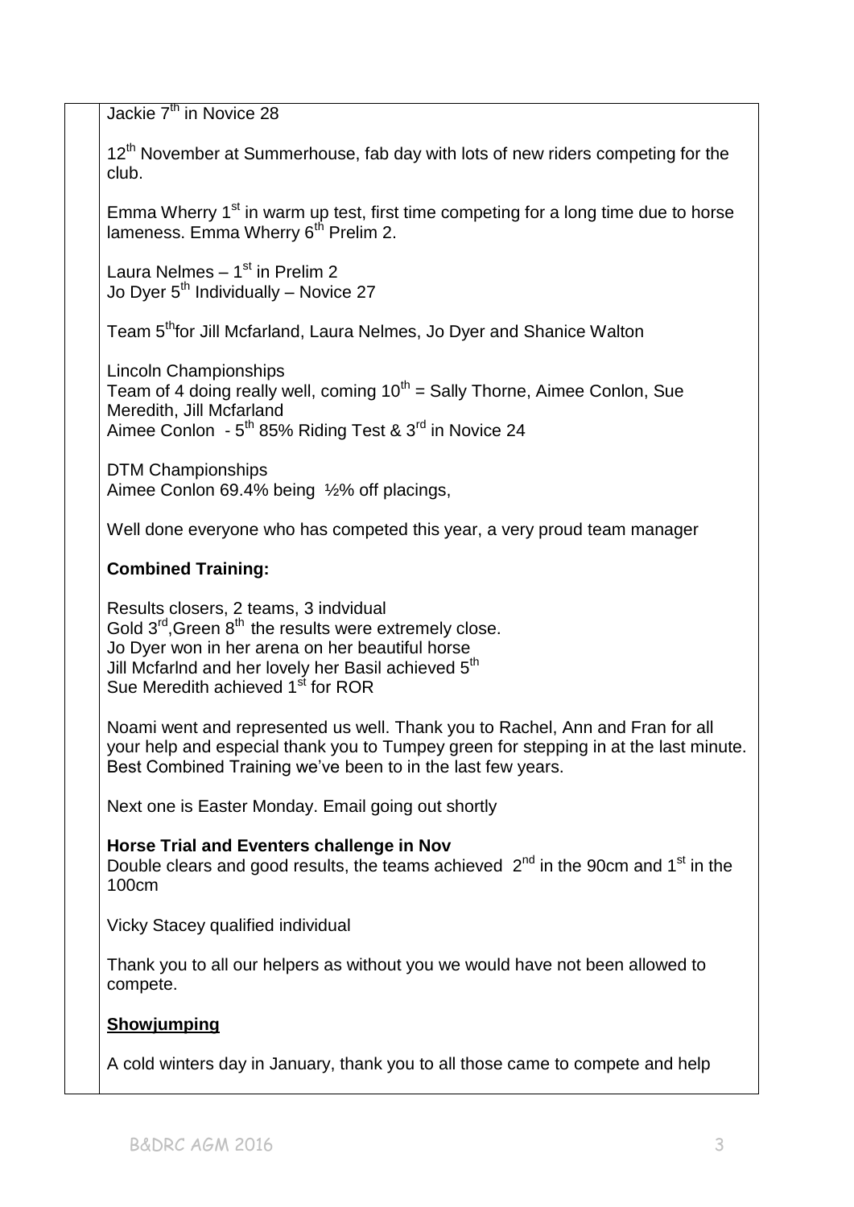Jackie 7th in Novice 28

12th November at Summerhouse, fab day with lots of new riders competing for the club.

Emma Wherry 1st in warm up test, first time competing for a long time due to horse lameness. Emma Wherry 6th Prelim 2.

Laura Nelmes – 1st in Prelim 2
Jo Dyer 5th Individually – Novice 27

Team 5th for Jill Mcfarland, Laura Nelmes, Jo Dyer and Shanice Walton

Lincoln Championships
Team of 4 doing really well, coming 10th = Sally Thorne, Aimee Conlon, Sue Meredith, Jill Mcfarland
Aimee Conlon - 5th 85% Riding Test & 3rd in Novice 24

DTM Championships
Aimee Conlon 69.4% being ½% off placings,

Well done everyone who has competed this year, a very proud team manager

**Combined Training:**

Results closers, 2 teams, 3 indvidual
Gold 3rd, Green 8th the results were extremely close.
Jo Dyer won in her arena on her beautiful horse
Jill Mcfarlnd and her lovely her Basil achieved 5th
Sue Meredith achieved 1st for ROR

Noami went and represented us well. Thank you to Rachel, Ann and Fran for all your help and especial thank you to Tumpey green for stepping in at the last minute. Best Combined Training we've been to in the last few years.

Next one is Easter Monday. Email going out shortly

**Horse Trial and Eventers challenge in Nov**
Double clears and good results, the teams achieved 2nd in the 90cm and 1st in the 100cm

Vicky Stacey qualified individual

Thank you to all our helpers as without you we would have not been allowed to compete.

**Showjumping**

A cold winters day in January, thank you to all those came to compete and help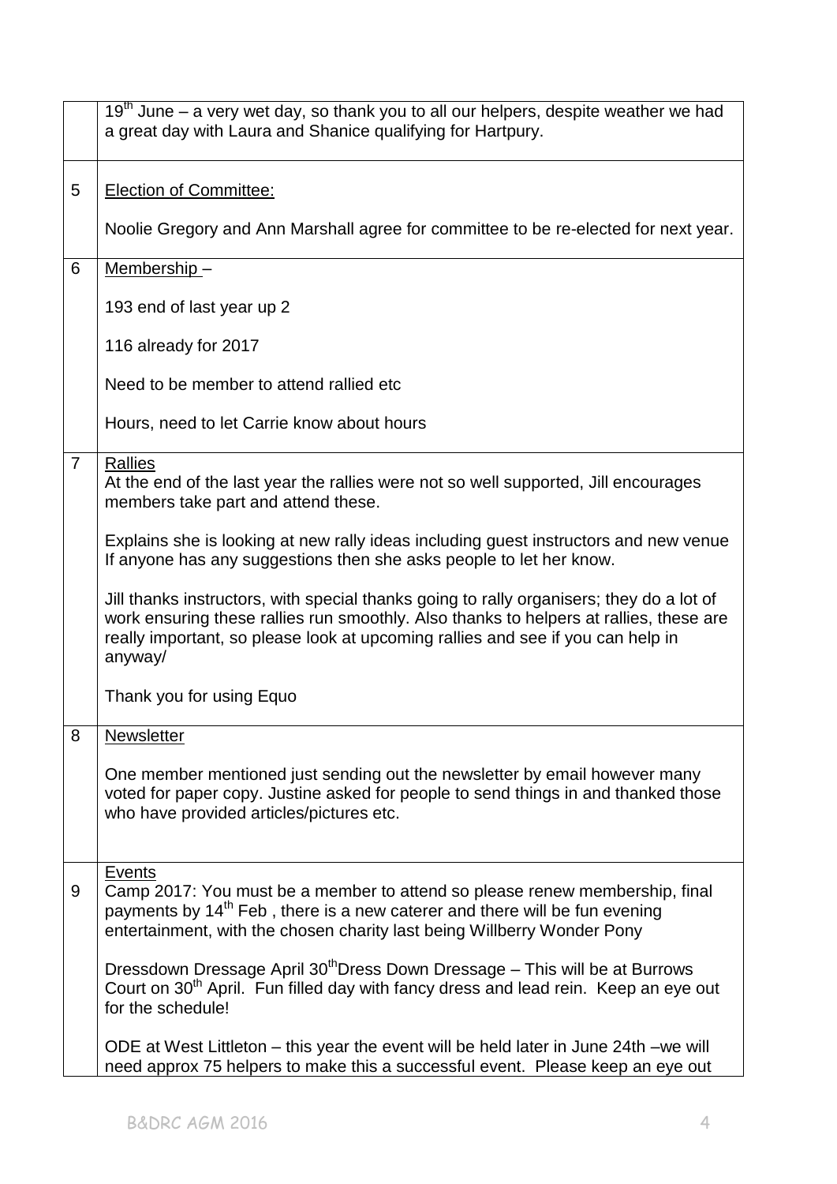| | |
|---|---|
| | 19th June – a very wet day, so thank you to all our helpers, despite weather we had a great day with Laura and Shanice qualifying for Hartpury. |
| 5 | <u>Election of Committee:</u><br><br>Noolie Gregory and Ann Marshall agree for committee to be re-elected for next year. |
| 6 | <u>Membership</u> –<br><br>193 end of last year up 2<br><br>116 already for 2017<br><br>Need to be member to attend rallied etc<br><br>Hours, need to let Carrie know about hours |
| 7 | <u>Rallies</u><br>At the end of the last year the rallies were not so well supported, Jill encourages members take part and attend these.<br><br>Explains she is looking at new rally ideas including guest instructors and new venue If anyone has any suggestions then she asks people to let her know.<br><br>Jill thanks instructors, with special thanks going to rally organisers; they do a lot of work ensuring these rallies run smoothly. Also thanks to helpers at rallies, these are really important, so please look at upcoming rallies and see if you can help in anyway/<br><br>Thank you for using Equo |
| 8 | <u>Newsletter</u><br><br>One member mentioned just sending out the newsletter by email however many voted for paper copy. Justine asked for people to send things in and thanked those who have provided articles/pictures etc. |
| 9 | <u>Events</u><br>Camp 2017: You must be a member to attend so please renew membership, final payments by 14th Feb , there is a new caterer and there will be fun evening entertainment, with the chosen charity last being Willberry Wonder Pony<br><br>Dressdown Dressage April 30thDress Down Dressage – This will be at Burrows Court on 30th April. Fun filled day with fancy dress and lead rein. Keep an eye out for the schedule!<br><br>ODE at West Littleton – this year the event will be held later in June 24th –we will need approx 75 helpers to make this a successful event. Please keep an eye out |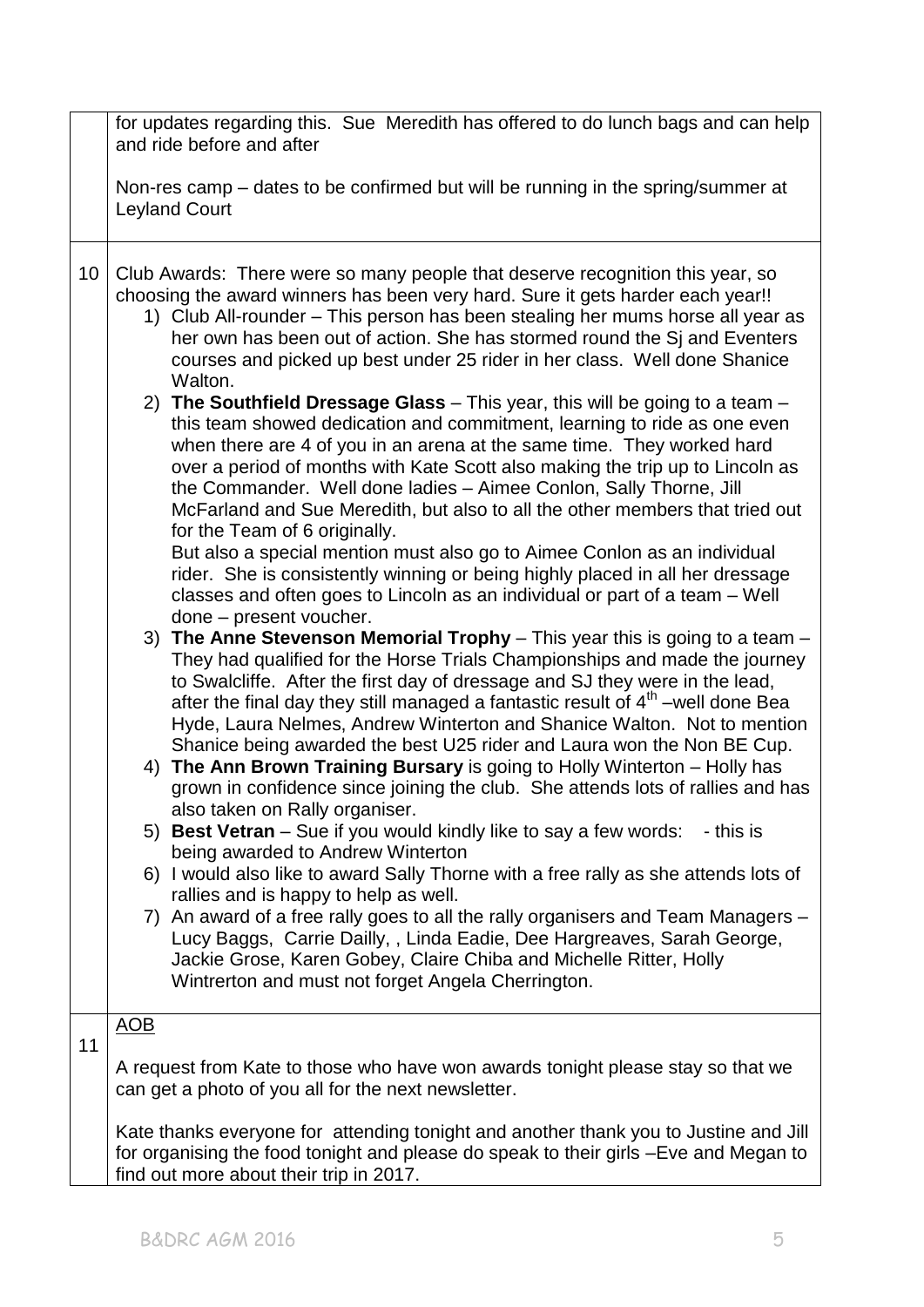| | |
|---|---|
| | for updates regarding this. Sue Meredith has offered to do lunch bags and can help and ride before and after<br><br>Non-res camp – dates to be confirmed but will be running in the spring/summer at Leyland Court |
| 10 | Club Awards: There were so many people that deserve recognition this year, so choosing the award winners has been very hard. Sure it gets harder each year!!<br>1) Club All-rounder – This person has been stealing her mums horse all year as her own has been out of action. She has stormed round the Sj and Eventers courses and picked up best under 25 rider in her class. Well done Shanice Walton.<br>2) **The Southfield Dressage Glass** – This year, this will be going to a team – this team showed dedication and commitment, learning to ride as one even when there are 4 of you in an arena at the same time. They worked hard over a period of months with Kate Scott also making the trip up to Lincoln as the Commander. Well done ladies – Aimee Conlon, Sally Thorne, Jill McFarland and Sue Meredith, but also to all the other members that tried out for the Team of 6 originally.<br>But also a special mention must also go to Aimee Conlon as an individual rider. She is consistently winning or being highly placed in all her dressage classes and often goes to Lincoln as an individual or part of a team – Well done – present voucher.<br>3) **The Anne Stevenson Memorial Trophy** – This year this is going to a team – They had qualified for the Horse Trials Championships and made the journey to Swalcliffe. After the first day of dressage and SJ they were in the lead, after the final day they still managed a fantastic result of 4th –well done Bea Hyde, Laura Nelmes, Andrew Winterton and Shanice Walton. Not to mention Shanice being awarded the best U25 rider and Laura won the Non BE Cup.<br>4) **The Ann Brown Training Bursary** is going to Holly Winterton – Holly has grown in confidence since joining the club. She attends lots of rallies and has also taken on Rally organiser.<br>5) **Best Vetran** – Sue if you would kindly like to say a few words: - this is being awarded to Andrew Winterton<br>6) I would also like to award Sally Thorne with a free rally as she attends lots of rallies and is happy to help as well.<br>7) An award of a free rally goes to all the rally organisers and Team Managers – Lucy Baggs, Carrie Dailly, , Linda Eadie, Dee Hargreaves, Sarah George, Jackie Grose, Karen Gobey, Claire Chiba and Michelle Ritter, Holly Wintrerton and must not forget Angela Cherrington. |
| 11 | <u>AOB</u><br><br>A request from Kate to those who have won awards tonight please stay so that we can get a photo of you all for the next newsletter.<br><br>Kate thanks everyone for attending tonight and another thank you to Justine and Jill for organising the food tonight and please do speak to their girls –Eve and Megan to find out more about their trip in 2017. |